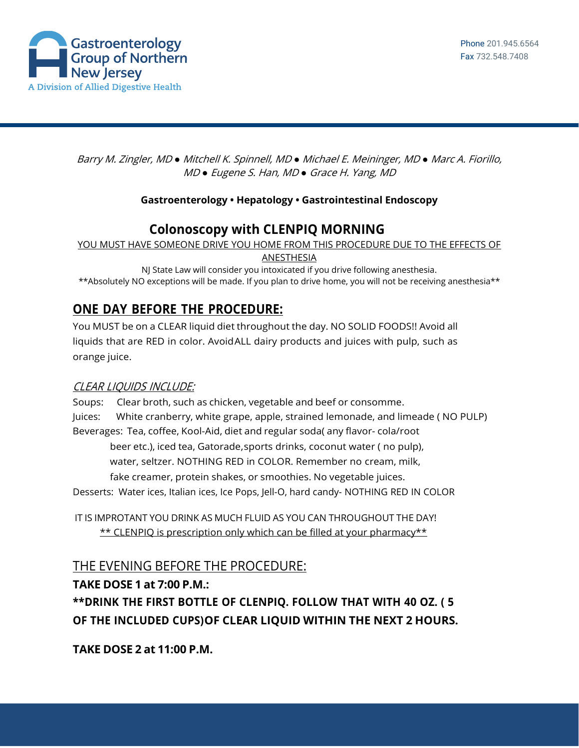Gastroenterology Group of Northern New Jersey
A Division of Allied Digestive Health

Phone 201.945.6564
Fax 732.548.7408

*Barry M. Zingler, MD ● Mitchell K. Spinnell, MD ● Michael E. Meininger, MD ● Marc A. Fiorillo, MD ● Eugene S. Han, MD ● Grace H. Yang, MD*

**Gastroenterology • Hepatology • Gastrointestinal Endoscopy**

# Colonoscopy with CLENPIQ MORNING

<u>YOU MUST HAVE SOMEONE DRIVE YOU HOME FROM THIS PROCEDURE DUE TO THE EFFECTS OF ANESTHESIA</u>

NJ State Law will consider you intoxicated if you drive following anesthesia.

**Absolutely NO exceptions will be made. If you plan to drive home, you will not be receiving anesthesia**

## <u>ONE DAY BEFORE THE PROCEDURE:</u>

You MUST be on a CLEAR liquid diet throughout the day. NO SOLID FOODS!! Avoid all liquids that are RED in color. Avoid ALL dairy products and juices with pulp, such as orange juice.

*<u>CLEAR LIQUIDS INCLUDE:</u>*

Soups: Clear broth, such as chicken, vegetable and beef or consomme.

Juices: White cranberry, white grape, apple, strained lemonade, and limeade ( NO PULP)

Beverages: Tea, coffee, Kool-Aid, diet and regular soda( any flavor- cola/root beer etc.), iced tea, Gatorade,sports drinks, coconut water ( no pulp), water, seltzer. NOTHING RED in COLOR. Remember no cream, milk, fake creamer, protein shakes, or smoothies. No vegetable juices.

Desserts: Water ices, Italian ices, Ice Pops, Jell-O, hard candy- NOTHING RED IN COLOR

IT IS IMPROTANT YOU DRINK AS MUCH FLUID AS YOU CAN THROUGHOUT THE DAY!

<u>** CLENPIQ is prescription only which can be filled at your pharmacy**</u>

## <u>THE EVENING BEFORE THE PROCEDURE:</u>

**TAKE DOSE 1 at 7:00 P.M.:**

****DRINK THE FIRST BOTTLE OF CLENPIQ. FOLLOW THAT WITH 40 OZ. ( 5 OF THE INCLUDED CUPS)OF CLEAR LIQUID WITHIN THE NEXT 2 HOURS.**

**TAKE DOSE 2 at 11:00 P.M.**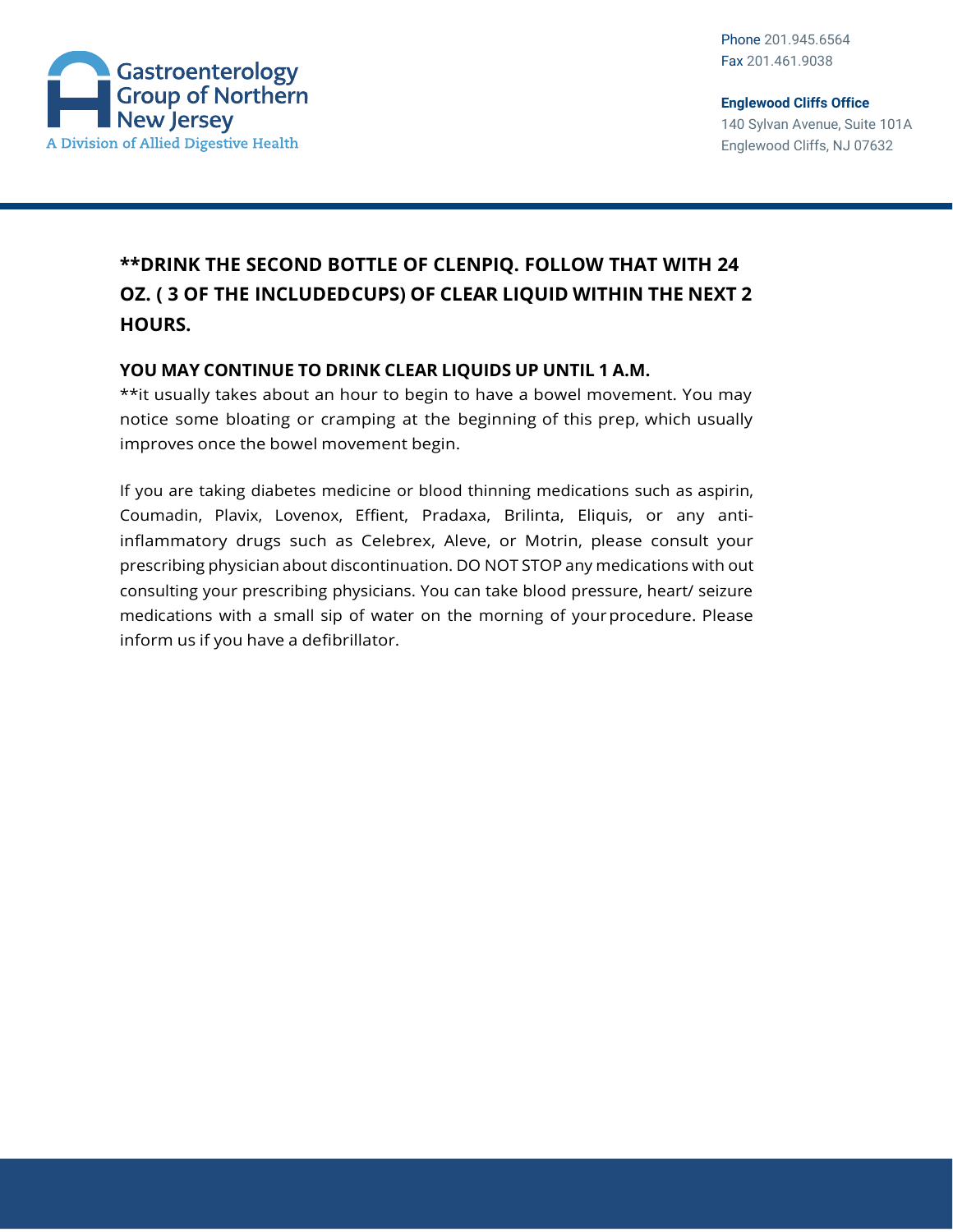**\*\*DRINK THE SECOND BOTTLE OF CLENPIQ. FOLLOW THAT WITH 24 OZ. ( 3 OF THE INCLUDEDCUPS) OF CLEAR LIQUID WITHIN THE NEXT 2 HOURS.**

**YOU MAY CONTINUE TO DRINK CLEAR LIQUIDS UP UNTIL 1 A.M.**

**it usually takes about an hour to begin to have a bowel movement. You may notice some bloating or cramping at the beginning of this prep, which usually improves once the bowel movement begin.

If you are taking diabetes medicine or blood thinning medications such as aspirin, Coumadin, Plavix, Lovenox, Effient, Pradaxa, Brilinta, Eliquis, or any anti-inflammatory drugs such as Celebrex, Aleve, or Motrin, please consult your prescribing physician about discontinuation. DO NOT STOP any medications with out consulting your prescribing physicians. You can take blood pressure, heart/ seizure medications with a small sip of water on the morning of your procedure. Please inform us if you have a defibrillator.